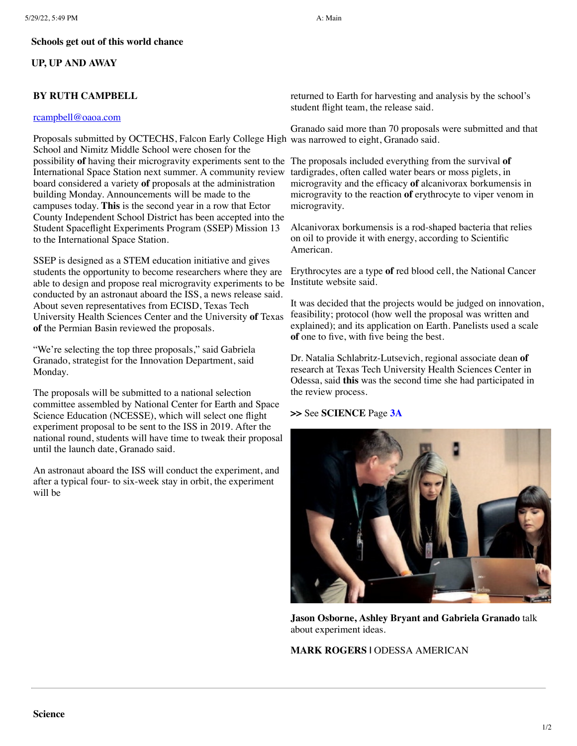**Schools get out of this world chance**

**UP, UP AND AWAY**

**BY RUTH CAMPBELL**

rcampbell@oaoa.com

Proposals submitted by OCTECHS, Falcon Early College High School and Nimitz Middle School were chosen for the possibility **of** having their microgravity experiments sent to the International Space Station next summer. A community review board considered a variety **of** proposals at the administration building Monday. Announcements will be made to the campuses today. **This** is the second year in a row that Ector County Independent School District has been accepted into the Student Spaceflight Experiments Program (SSEP) Mission 13 to the International Space Station.

SSEP is designed as a STEM education initiative and gives students the opportunity to become researchers where they are able to design and propose real microgravity experiments to be conducted by an astronaut aboard the ISS, a news release said. About seven representatives from ECISD, Texas Tech University Health Sciences Center and the University **of** Texas **of** the Permian Basin reviewed the proposals.

"We're selecting the top three proposals," said Gabriela Granado, strategist for the Innovation Department, said Monday.

The proposals will be submitted to a national selection committee assembled by National Center for Earth and Space Science Education (NCESSE), which will select one flight experiment proposal to be sent to the ISS in 2019. After the national round, students will have time to tweak their proposal until the launch date, Granado said.

An astronaut aboard the ISS will conduct the experiment, and after a typical four- to six-week stay in orbit, the experiment will be returned to Earth for harvesting and analysis by the school's student flight team, the release said.

Granado said more than 70 proposals were submitted and that was narrowed to eight, Granado said.

The proposals included everything from the survival **of** tardigrades, often called water bears or moss piglets, in microgravity and the efficacy **of** alcanivorax borkumensis in microgravity to the reaction **of** erythrocyte to viper venom in microgravity.

Alcanivorax borkumensis is a rod-shaped bacteria that relies on oil to provide it with energy, according to Scientific American.

Erythrocytes are a type **of** red blood cell, the National Cancer Institute website said.

It was decided that the projects would be judged on innovation, feasibility; protocol (how well the proposal was written and explained); and its application on Earth. Panelists used a scale **of** one to five, with five being the best.

Dr. Natalia Schlabritz-Lutsevich, regional associate dean **of** research at Texas Tech University Health Sciences Center in Odessa, said **this** was the second time she had participated in the review process.

**>>** See **SCIENCE** Page **3A**

**Jason Osborne, Ashley Bryant and Gabriela Granado** talk about experiment ideas.

**MARK ROGERS |** ODESSA AMERICAN

**Science**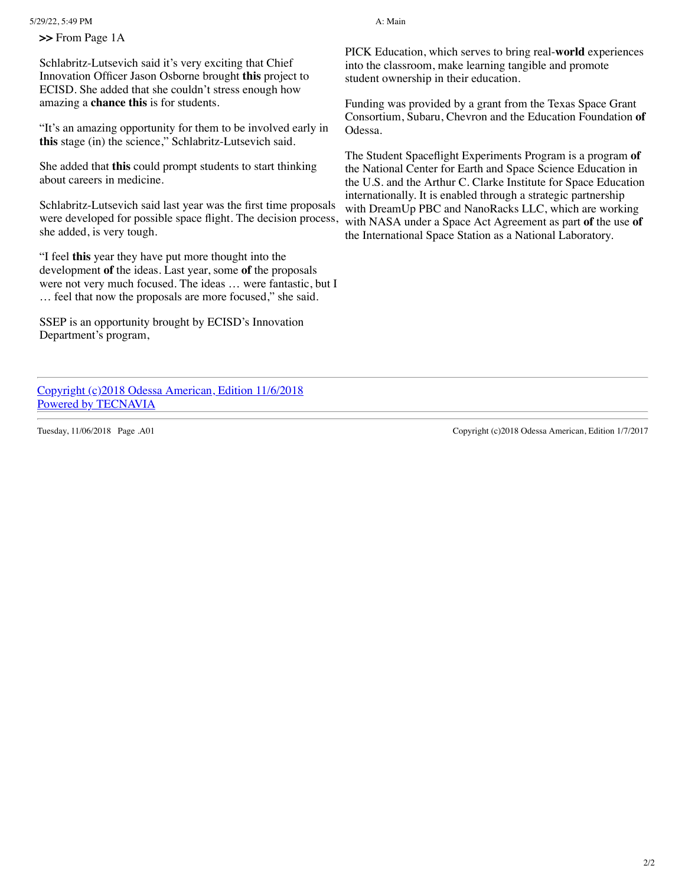**>>** From Page 1A

Schlabritz-Lutsevich said it's very exciting that Chief Innovation Officer Jason Osborne brought **this** project to ECISD. She added that she couldn't stress enough how amazing a **chance this** is for students.

"It's an amazing opportunity for them to be involved early in **this** stage (in) the science," Schlabritz-Lutsevich said.

She added that **this** could prompt students to start thinking about careers in medicine.

Schlabritz-Lutsevich said last year was the first time proposals were developed for possible space flight. The decision process, she added, is very tough.

"I feel **this** year they have put more thought into the development **of** the ideas. Last year, some **of** the proposals were not very much focused. The ideas … were fantastic, but I … feel that now the proposals are more focused," she said.

SSEP is an opportunity brought by ECISD's Innovation Department's program, PICK Education, which serves to bring real-**world** experiences into the classroom, make learning tangible and promote student ownership in their education.

Funding was provided by a grant from the Texas Space Grant Consortium, Subaru, Chevron and the Education Foundation **of** Odessa.

The Student Spaceflight Experiments Program is a program **of** the National Center for Earth and Space Science Education in the U.S. and the Arthur C. Clarke Institute for Space Education internationally. It is enabled through a strategic partnership with DreamUp PBC and NanoRacks LLC, which are working with NASA under a Space Act Agreement as part **of** the use **of** the International Space Station as a National Laboratory.

Copyright (c)2018 Odessa American, Edition 11/6/2018
Powered by TECNAVIA